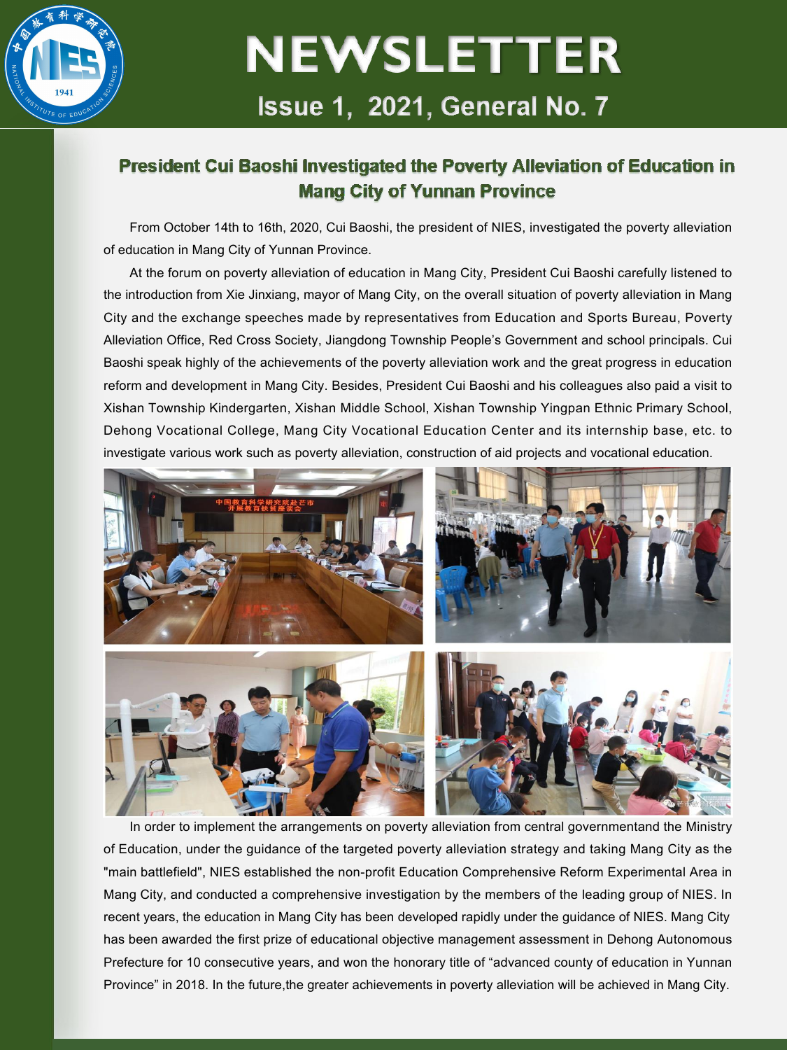# NEWSLETTER

## Issue 1, 2021, General No. 7

### President Cui Baoshi Investigated the Poverty Alleviation of Education in Mang City of Yunnan Province

From October 14th to 16th, 2020, Cui Baoshi, the president of NIES, investigated the poverty alleviation of education in Mang City of Yunnan Province.

At the forum on poverty alleviation of education in Mang City, President Cui Baoshi carefully listened to the introduction from Xie Jinxiang, mayor of Mang City, on the overall situation of poverty alleviation in Mang City and the exchange speeches made by representatives from Education and Sports Bureau, Poverty Alleviation Office, Red Cross Society, Jiangdong Township People's Government and school principals. Cui Baoshi speak highly of the achievements of the poverty alleviation work and the great progress in education reform and development in Mang City. Besides, President Cui Baoshi and his colleagues also paid a visit to Xishan Township Kindergarten, Xishan Middle School, Xishan Township Yingpan Ethnic Primary School, Dehong Vocational College, Mang City Vocational Education Center and its internship base, etc. to investigate various work such as poverty alleviation, construction of aid projects and vocational education.

In order to implement the arrangements on poverty alleviation from central governmentand the Ministry of Education, under the guidance of the targeted poverty alleviation strategy and taking Mang City as the "main battlefield", NIES established the non-profit Education Comprehensive Reform Experimental Area in Mang City, and conducted a comprehensive investigation by the members of the leading group of NIES. In recent years, the education in Mang City has been developed rapidly under the guidance of NIES. Mang City has been awarded the first prize of educational objective management assessment in Dehong Autonomous Prefecture for 10 consecutive years, and won the honorary title of "advanced county of education in Yunnan Province" in 2018. In the future,the greater achievements in poverty alleviation will be achieved in Mang City.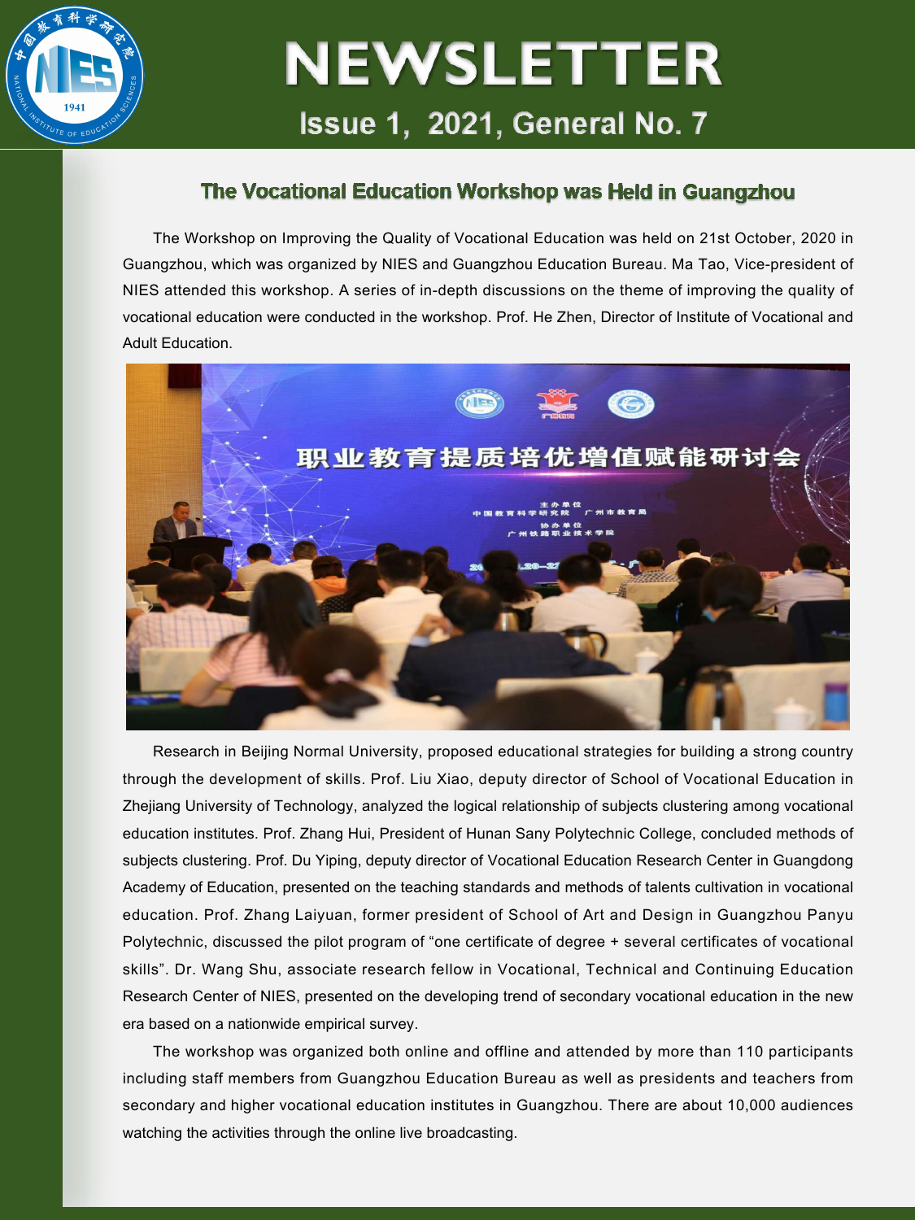## The Vocational Education Workshop was Held in Guangzhou

The Workshop on Improving the Quality of Vocational Education was held on 21st October, 2020 in Guangzhou, which was organized by NIES and Guangzhou Education Bureau. Ma Tao, Vice-president of NIES attended this workshop. A series of in-depth discussions on the theme of improving the quality of vocational education were conducted in the workshop. Prof. He Zhen, Director of Institute of Vocational and Adult Education Research in Beijing Normal University, proposed educational strategies for building a strong country through the development of skills. Prof. Liu Xiao, deputy director of School of Vocational Education in Zhejiang University of Technology, analyzed the logical relationship of subjects clustering among vocational education institutes. Prof. Zhang Hui, President of Hunan Sany Polytechnic College, concluded methods of subjects clustering. Prof. Du Yiping, deputy director of Vocational Education Research Center in Guangdong Academy of Education, presented on the teaching standards and methods of talents cultivation in vocational education. Prof. Zhang Laiyuan, former president of School of Art and Design in Guangzhou Panyu Polytechnic, discussed the pilot program of "one certificate of degree + several certificates of vocational skills". Dr. Wang Shu, associate research fellow in Vocational, Technical and Continuing Education Research Center of NIES, presented on the developing trend of secondary vocational education in the new era based on a nationwide empirical survey.

The workshop was organized both online and offline and attended by more than 110 participants including staff members from Guangzhou Education Bureau as well as presidents and teachers from secondary and higher vocational education institutes in Guangzhou. There are about 10,000 audiences watching the activities through the online live broadcasting.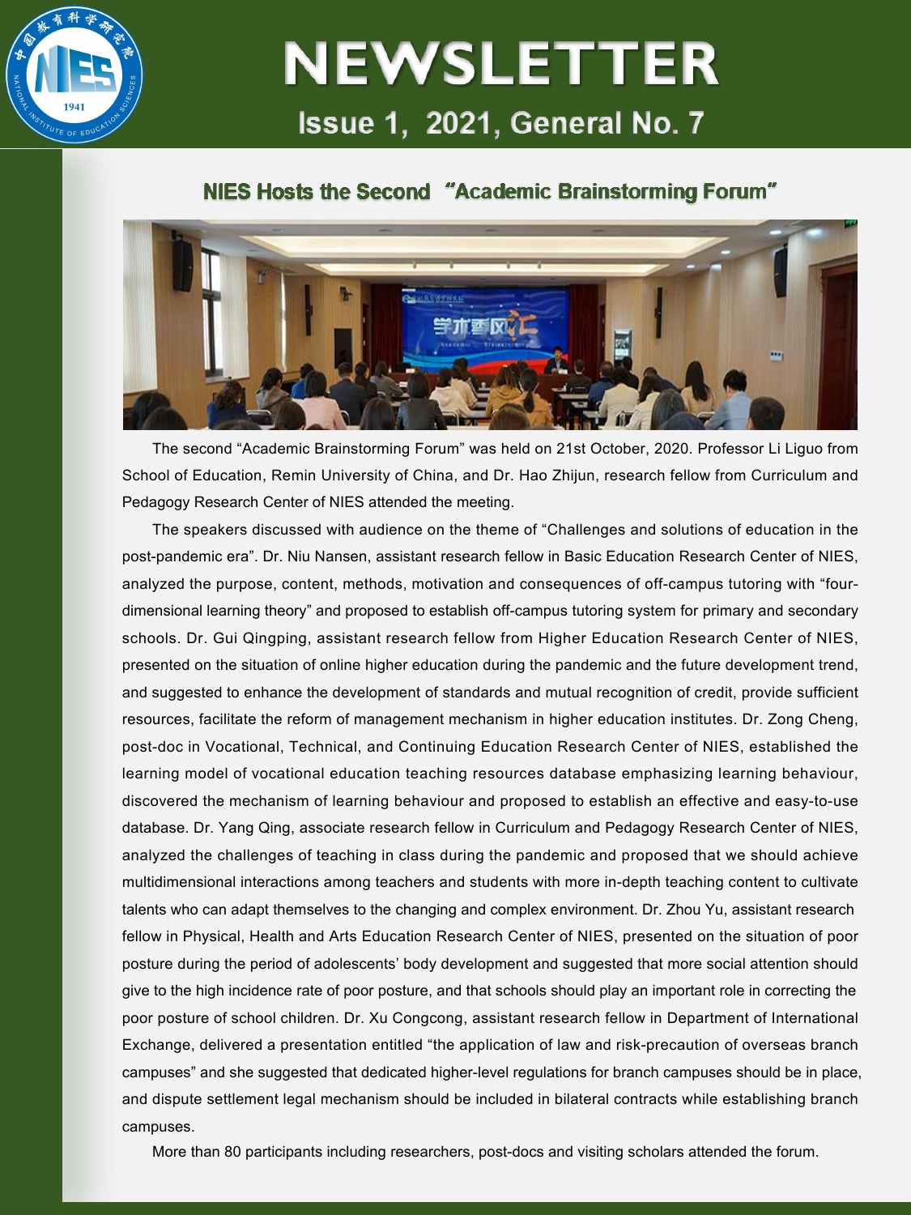# NEWSLETTER

## Issue 1, 2021, General No. 7

### NIES Hosts the Second "Academic Brainstorming Forum"

The second "Academic Brainstorming Forum" was held on 21st October, 2020. Professor Li Liguo from School of Education, Remin University of China, and Dr. Hao Zhijun, research fellow from Curriculum and Pedagogy Research Center of NIES attended the meeting.

The speakers discussed with audience on the theme of "Challenges and solutions of education in the post-pandemic era". Dr. Niu Nansen, assistant research fellow in Basic Education Research Center of NIES, analyzed the purpose, content, methods, motivation and consequences of off-campus tutoring with "four-dimensional learning theory" and proposed to establish off-campus tutoring system for primary and secondary schools. Dr. Gui Qingping, assistant research fellow from Higher Education Research Center of NIES, presented on the situation of online higher education during the pandemic and the future development trend, and suggested to enhance the development of standards and mutual recognition of credit, provide sufficient resources, facilitate the reform of management mechanism in higher education institutes. Dr. Zong Cheng, post-doc in Vocational, Technical, and Continuing Education Research Center of NIES, established the learning model of vocational education teaching resources database emphasizing learning behaviour, discovered the mechanism of learning behaviour and proposed to establish an effective and easy-to-use database. Dr. Yang Qing, associate research fellow in Curriculum and Pedagogy Research Center of NIES, analyzed the challenges of teaching in class during the pandemic and proposed that we should achieve multidimensional interactions among teachers and students with more in-depth teaching content to cultivate talents who can adapt themselves to the changing and complex environment. Dr. Zhou Yu, assistant research fellow in Physical, Health and Arts Education Research Center of NIES, presented on the situation of poor posture during the period of adolescents' body development and suggested that more social attention should give to the high incidence rate of poor posture, and that schools should play an important role in correcting the poor posture of school children. Dr. Xu Congcong, assistant research fellow in Department of International Exchange, delivered a presentation entitled "the application of law and risk-precaution of overseas branch campuses" and she suggested that dedicated higher-level regulations for branch campuses should be in place, and dispute settlement legal mechanism should be included in bilateral contracts while establishing branch campuses.

More than 80 participants including researchers, post-docs and visiting scholars attended the forum.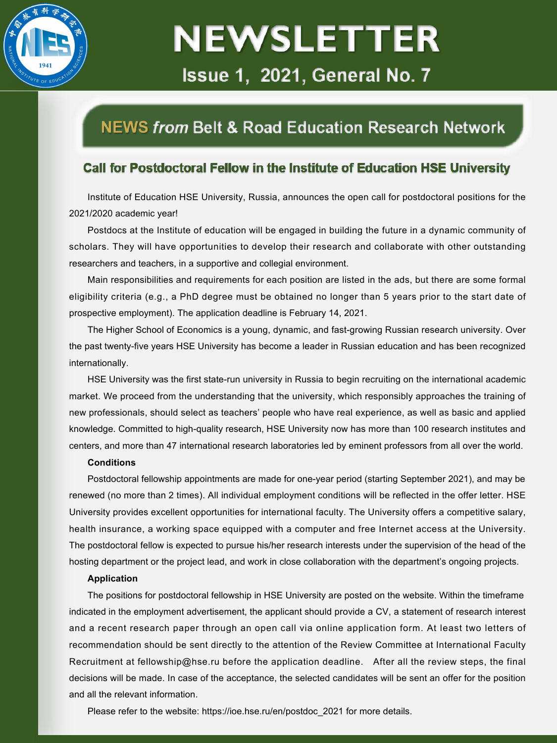# NEWSLETTER

## Issue 1, 2021, General No. 7

## NEWS *from* Belt & Road Education Research Network

### Call for Postdoctoral Fellow in the Institute of Education HSE University

Institute of Education HSE University, Russia, announces the open call for postdoctoral positions for the 2021/2020 academic year!

Postdocs at the Institute of education will be engaged in building the future in a dynamic community of scholars. They will have opportunities to develop their research and collaborate with other outstanding researchers and teachers, in a supportive and collegial environment.

Main responsibilities and requirements for each position are listed in the ads, but there are some formal eligibility criteria (e.g., a PhD degree must be obtained no longer than 5 years prior to the start date of prospective employment). The application deadline is February 14, 2021.

The Higher School of Economics is a young, dynamic, and fast-growing Russian research university. Over the past twenty-five years HSE University has become a leader in Russian education and has been recognized internationally.

HSE University was the first state-run university in Russia to begin recruiting on the international academic market. We proceed from the understanding that the university, which responsibly approaches the training of new professionals, should select as teachers' people who have real experience, as well as basic and applied knowledge. Committed to high-quality research, HSE University now has more than 100 research institutes and centers, and more than 47 international research laboratories led by eminent professors from all over the world.

**Conditions**

Postdoctoral fellowship appointments are made for one-year period (starting September 2021), and may be renewed (no more than 2 times). All individual employment conditions will be reflected in the offer letter. HSE University provides excellent opportunities for international faculty. The University offers a competitive salary, health insurance, a working space equipped with a computer and free Internet access at the University. The postdoctoral fellow is expected to pursue his/her research interests under the supervision of the head of the hosting department or the project lead, and work in close collaboration with the department's ongoing projects.

**Application**

The positions for postdoctoral fellowship in HSE University are posted on the website. Within the timeframe indicated in the employment advertisement, the applicant should provide a CV, a statement of research interest and a recent research paper through an open call via online application form. At least two letters of recommendation should be sent directly to the attention of the Review Committee at International Faculty Recruitment at fellowship@hse.ru before the application deadline. After all the review steps, the final decisions will be made. In case of the acceptance, the selected candidates will be sent an offer for the position and all the relevant information.

Please refer to the website: https://ioe.hse.ru/en/postdoc_2021 for more details.